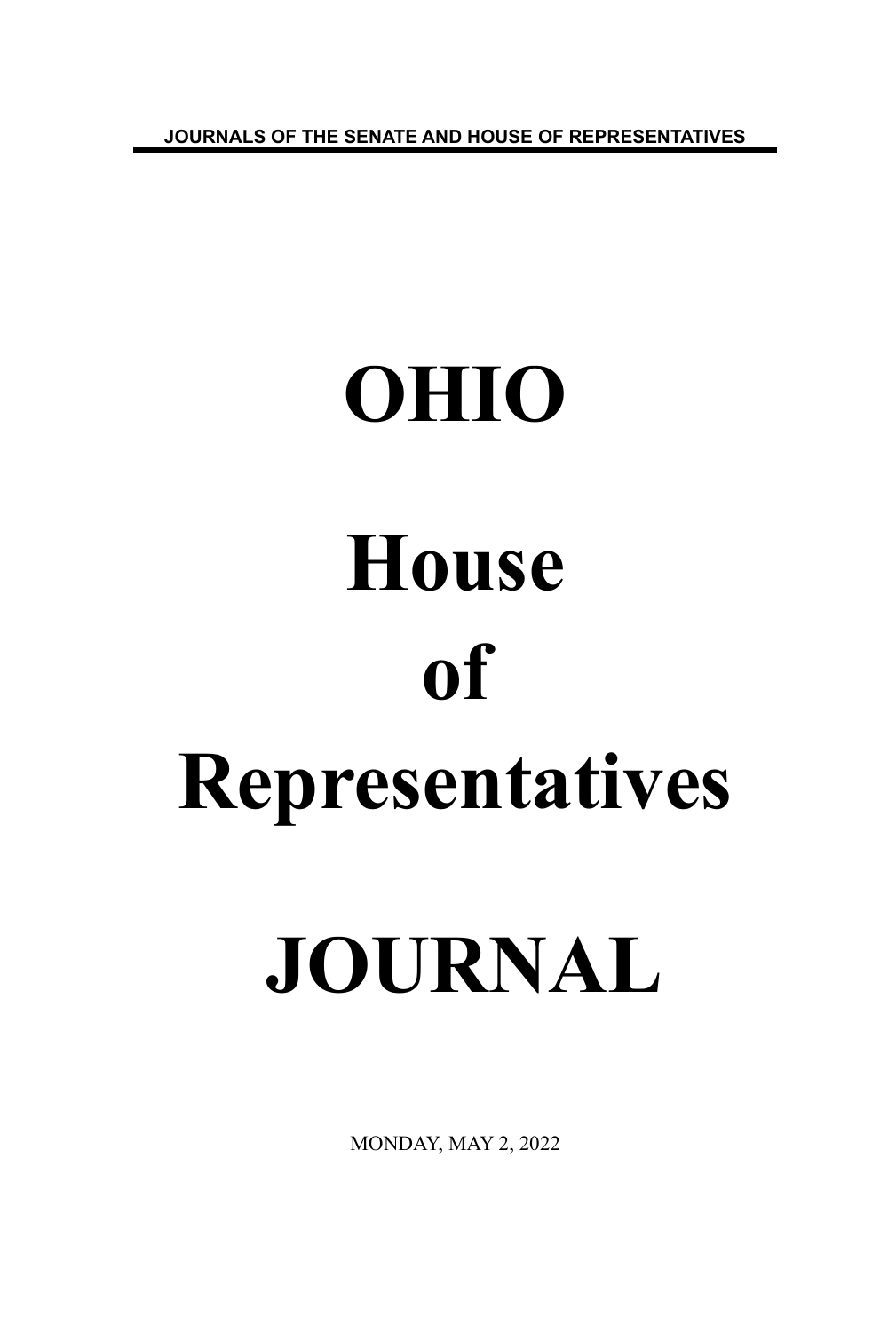JOURNALS OF THE SENATE AND HOUSE OF REPRESENTATIVES

# OHIO

# House

# of

# Representatives

# JOURNAL

MONDAY, MAY 2, 2022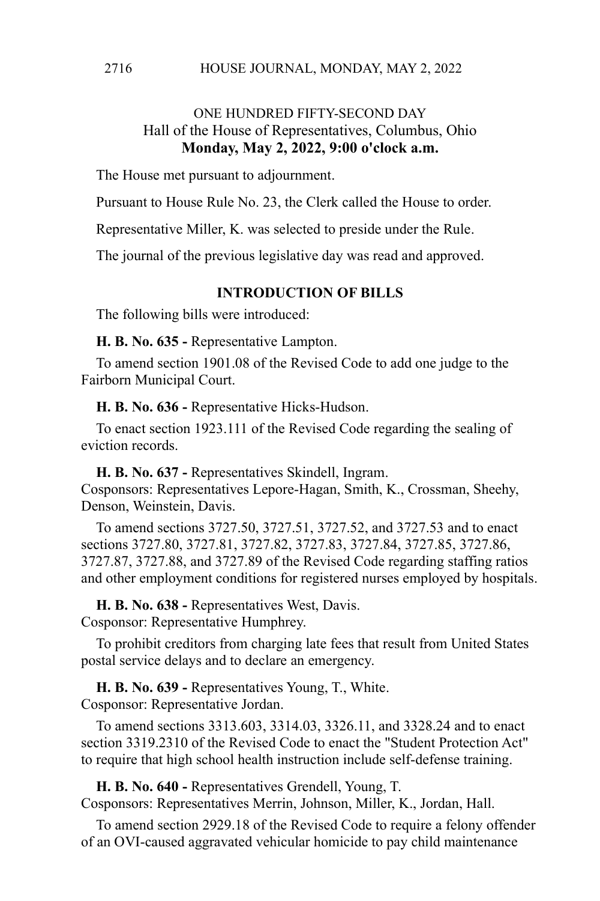## ONE HUNDRED FIFTY-SECOND DAY

Hall of the House of Representatives, Columbus, Ohio

**Monday, May 2, 2022, 9:00 o'clock a.m.**

The House met pursuant to adjournment.

Pursuant to House Rule No. 23, the Clerk called the House to order.

Representative Miller, K. was selected to preside under the Rule.

The journal of the previous legislative day was read and approved.

### INTRODUCTION OF BILLS

The following bills were introduced:

**H. B. No. 635 -** Representative Lampton.

To amend section 1901.08 of the Revised Code to add one judge to the Fairborn Municipal Court.

**H. B. No. 636 -** Representative Hicks-Hudson.

To enact section 1923.111 of the Revised Code regarding the sealing of eviction records.

**H. B. No. 637 -** Representatives Skindell, Ingram.
Cosponsors: Representatives Lepore-Hagan, Smith, K., Crossman, Sheehy, Denson, Weinstein, Davis.

To amend sections 3727.50, 3727.51, 3727.52, and 3727.53 and to enact sections 3727.80, 3727.81, 3727.82, 3727.83, 3727.84, 3727.85, 3727.86, 3727.87, 3727.88, and 3727.89 of the Revised Code regarding staffing ratios and other employment conditions for registered nurses employed by hospitals.

**H. B. No. 638 -** Representatives West, Davis.
Cosponsor: Representative Humphrey.

To prohibit creditors from charging late fees that result from United States postal service delays and to declare an emergency.

**H. B. No. 639 -** Representatives Young, T., White.
Cosponsor: Representative Jordan.

To amend sections 3313.603, 3314.03, 3326.11, and 3328.24 and to enact section 3319.2310 of the Revised Code to enact the "Student Protection Act" to require that high school health instruction include self-defense training.

**H. B. No. 640 -** Representatives Grendell, Young, T.
Cosponsors: Representatives Merrin, Johnson, Miller, K., Jordan, Hall.

To amend section 2929.18 of the Revised Code to require a felony offender of an OVI-caused aggravated vehicular homicide to pay child maintenance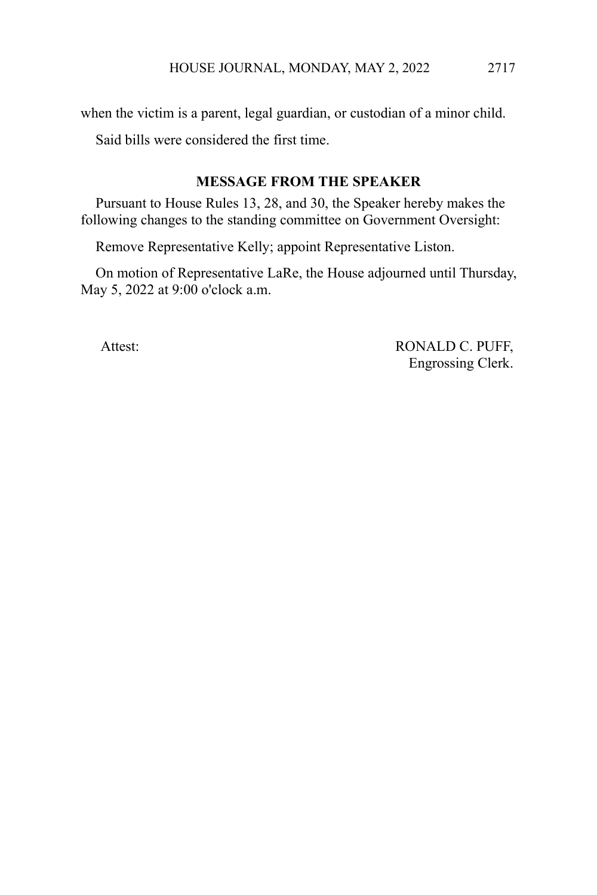when the victim is a parent, legal guardian, or custodian of a minor child.

Said bills were considered the first time.

**MESSAGE FROM THE SPEAKER**

Pursuant to House Rules 13, 28, and 30, the Speaker hereby makes the following changes to the standing committee on Government Oversight:

Remove Representative Kelly; appoint Representative Liston.

On motion of Representative LaRe, the House adjourned until Thursday, May 5, 2022 at 9:00 o'clock a.m.

Attest: RONALD C. PUFF,
Engrossing Clerk.